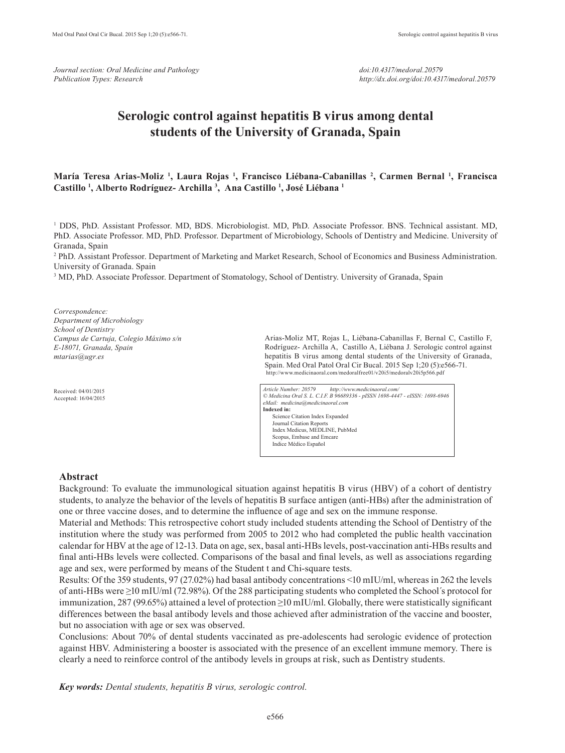*Journal section: Oral Medicine and Pathology*
*Publication Types: Research*

*doi:10.4317/medoral.20579*
*http://dx.doi.org/doi:10.4317/medoral.20579*

# Serologic control against hepatitis B virus among dental students of the University of Granada, Spain

**María Teresa Arias-Moliz [1], Laura Rojas [1], Francisco Liébana-Cabanillas [2], Carmen Bernal [1], Francisca Castillo [1], Alberto Rodríguez- Archilla [3], Ana Castillo [1], José Liébana [1]**

[1] DDS, PhD. Assistant Professor. MD, BDS. Microbiologist. MD, PhD. Associate Professor. BNS. Technical assistant. MD, PhD. Associate Professor. MD, PhD. Professor. Department of Microbiology, Schools of Dentistry and Medicine. University of Granada, Spain

[2] PhD. Assistant Professor. Department of Marketing and Market Research, School of Economics and Business Administration. University of Granada. Spain

[3] MD, PhD. Associate Professor. Department of Stomatology, School of Dentistry. University of Granada, Spain

*Correspondence:*
*Department of Microbiology*
*School of Dentistry*
*Campus de Cartuja, Colegio Máximo s/n*
*E-18071, Granada, Spain*
*mtarias@ugr.es*

Received: 04/01/2015
Accepted: 16/04/2015

Arias-Moliz MT, Rojas L, Liébana-Cabanillas F, Bernal C, Castillo F, Rodríguez- Archilla A, Castillo A, Liébana J. Serologic control against hepatitis B virus among dental students of the University of Granada, Spain. Med Oral Patol Oral Cir Bucal. 2015 Sep 1;20 (5):e566-71.
http://www.medicinaoral.com/medoralfree01/v20i5/medoralv20i5p566.pdf

*Article Number: 20579 http://www.medicinaoral.com/*
*© Medicina Oral S. L. C.I.F. B 96689336 - pISSN 1698-4447 - eISSN: 1698-6946*
*eMail: medicina@medicinaoral.com*
**Indexed in:**
Science Citation Index Expanded
Journal Citation Reports
Index Medicus, MEDLINE, PubMed
Scopus, Embase and Emcare
Indice Médico Español

## Abstract

Background: To evaluate the immunological situation against hepatitis B virus (HBV) of a cohort of dentistry students, to analyze the behavior of the levels of hepatitis B surface antigen (anti-HBs) after the administration of one or three vaccine doses, and to determine the influence of age and sex on the immune response.

Material and Methods: This retrospective cohort study included students attending the School of Dentistry of the institution where the study was performed from 2005 to 2012 who had completed the public health vaccination calendar for HBV at the age of 12-13. Data on age, sex, basal anti-HBs levels, post-vaccination anti-HBs results and final anti-HBs levels were collected. Comparisons of the basal and final levels, as well as associations regarding age and sex, were performed by means of the Student t and Chi-square tests.

Results: Of the 359 students, 97 (27.02%) had basal antibody concentrations <10 mIU/ml, whereas in 262 the levels of anti-HBs were ≥10 mIU/ml (72.98%). Of the 288 participating students who completed the School´s protocol for immunization, 287 (99.65%) attained a level of protection ≥10 mIU/ml. Globally, there were statistically significant differences between the basal antibody levels and those achieved after administration of the vaccine and booster, but no association with age or sex was observed.

Conclusions: About 70% of dental students vaccinated as pre-adolescents had serologic evidence of protection against HBV. Administering a booster is associated with the presence of an excellent immune memory. There is clearly a need to reinforce control of the antibody levels in groups at risk, such as Dentistry students.

***Key words:*** *Dental students, hepatitis B virus, serologic control.*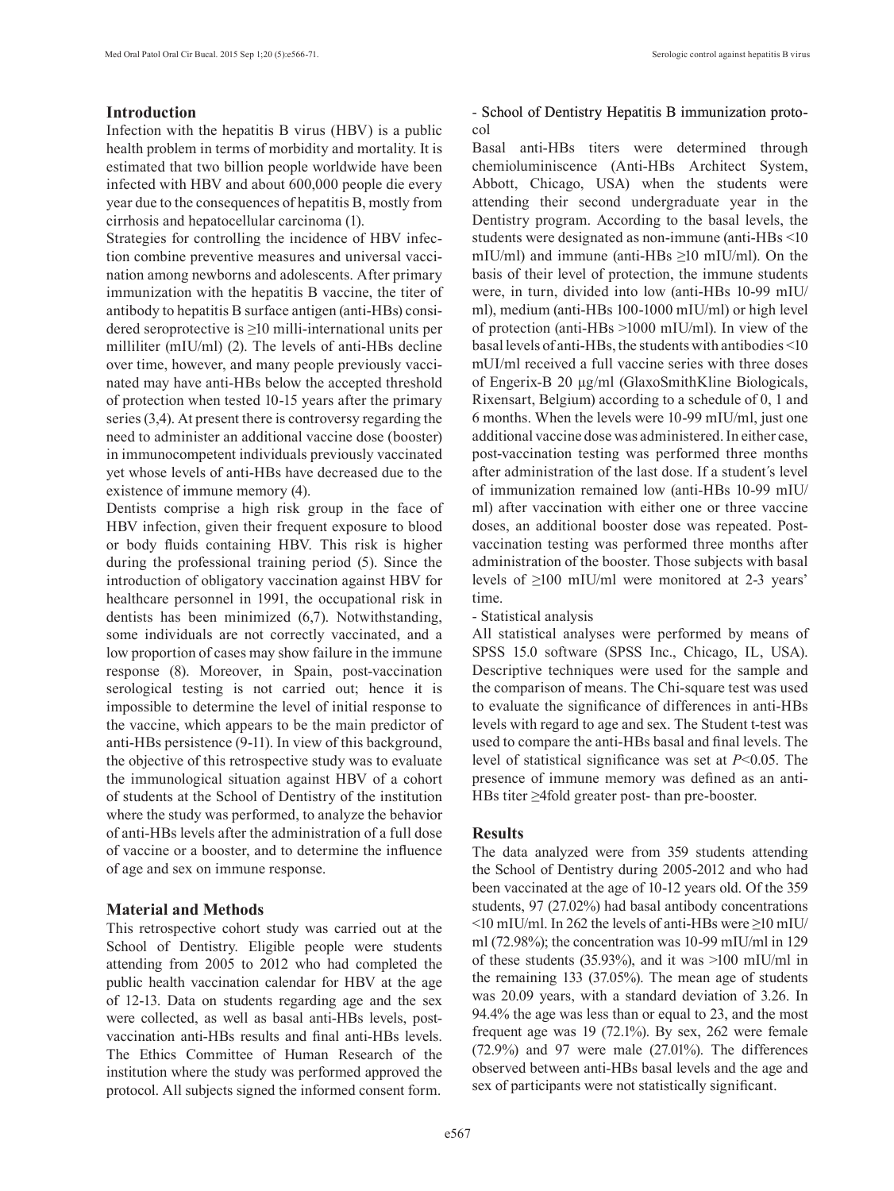## Introduction

Infection with the hepatitis B virus (HBV) is a public health problem in terms of morbidity and mortality. It is estimated that two billion people worldwide have been infected with HBV and about 600,000 people die every year due to the consequences of hepatitis B, mostly from cirrhosis and hepatocellular carcinoma (1).

Strategies for controlling the incidence of HBV infection combine preventive measures and universal vaccination among newborns and adolescents. After primary immunization with the hepatitis B vaccine, the titer of antibody to hepatitis B surface antigen (anti-HBs) considered seroprotective is ≥10 milli-international units per milliliter (mIU/ml) (2). The levels of anti-HBs decline over time, however, and many people previously vaccinated may have anti-HBs below the accepted threshold of protection when tested 10-15 years after the primary series (3,4). At present there is controversy regarding the need to administer an additional vaccine dose (booster) in immunocompetent individuals previously vaccinated yet whose levels of anti-HBs have decreased due to the existence of immune memory (4).

Dentists comprise a high risk group in the face of HBV infection, given their frequent exposure to blood or body fluids containing HBV. This risk is higher during the professional training period (5). Since the introduction of obligatory vaccination against HBV for healthcare personnel in 1991, the occupational risk in dentists has been minimized (6,7). Notwithstanding, some individuals are not correctly vaccinated, and a low proportion of cases may show failure in the immune response (8). Moreover, in Spain, post-vaccination serological testing is not carried out; hence it is impossible to determine the level of initial response to the vaccine, which appears to be the main predictor of anti-HBs persistence (9-11). In view of this background, the objective of this retrospective study was to evaluate the immunological situation against HBV of a cohort of students at the School of Dentistry of the institution where the study was performed, to analyze the behavior of anti-HBs levels after the administration of a full dose of vaccine or a booster, and to determine the influence of age and sex on immune response.

## Material and Methods

This retrospective cohort study was carried out at the School of Dentistry. Eligible people were students attending from 2005 to 2012 who had completed the public health vaccination calendar for HBV at the age of 12-13. Data on students regarding age and the sex were collected, as well as basal anti-HBs levels, post-vaccination anti-HBs results and final anti-HBs levels. The Ethics Committee of Human Research of the institution where the study was performed approved the protocol. All subjects signed the informed consent form.

- School of Dentistry Hepatitis B immunization protocol

Basal anti-HBs titers were determined through chemioluminiscence (Anti-HBs Architect System, Abbott, Chicago, USA) when the students were attending their second undergraduate year in the Dentistry program. According to the basal levels, the students were designated as non-immune (anti-HBs <10 mIU/ml) and immune (anti-HBs ≥10 mIU/ml). On the basis of their level of protection, the immune students were, in turn, divided into low (anti-HBs 10-99 mIU/ml), medium (anti-HBs 100-1000 mIU/ml) or high level of protection (anti-HBs >1000 mIU/ml). In view of the basal levels of anti-HBs, the students with antibodies <10 mUI/ml received a full vaccine series with three doses of Engerix-B 20 µg/ml (GlaxoSmithKline Biologicals, Rixensart, Belgium) according to a schedule of 0, 1 and 6 months. When the levels were 10-99 mIU/ml, just one additional vaccine dose was administered. In either case, post-vaccination testing was performed three months after administration of the last dose. If a student´s level of immunization remained low (anti-HBs 10-99 mIU/ml) after vaccination with either one or three vaccine doses, an additional booster dose was repeated. Post-vaccination testing was performed three months after administration of the booster. Those subjects with basal levels of ≥100 mIU/ml were monitored at 2-3 years' time.

- Statistical analysis

All statistical analyses were performed by means of SPSS 15.0 software (SPSS Inc., Chicago, IL, USA). Descriptive techniques were used for the sample and the comparison of means. The Chi-square test was used to evaluate the significance of differences in anti-HBs levels with regard to age and sex. The Student t-test was used to compare the anti-HBs basal and final levels. The level of statistical significance was set at $P<0.05$. The presence of immune memory was defined as an anti-HBs titer ≥4fold greater post- than pre-booster.

## Results

The data analyzed were from 359 students attending the School of Dentistry during 2005-2012 and who had been vaccinated at the age of 10-12 years old. Of the 359 students, 97 (27.02%) had basal antibody concentrations <10 mIU/ml. In 262 the levels of anti-HBs were ≥10 mIU/ml (72.98%); the concentration was 10-99 mIU/ml in 129 of these students (35.93%), and it was >100 mIU/ml in the remaining 133 (37.05%). The mean age of students was 20.09 years, with a standard deviation of 3.26. In 94.4% the age was less than or equal to 23, and the most frequent age was 19 (72.1%). By sex, 262 were female (72.9%) and 97 were male (27.01%). The differences observed between anti-HBs basal levels and the age and sex of participants were not statistically significant.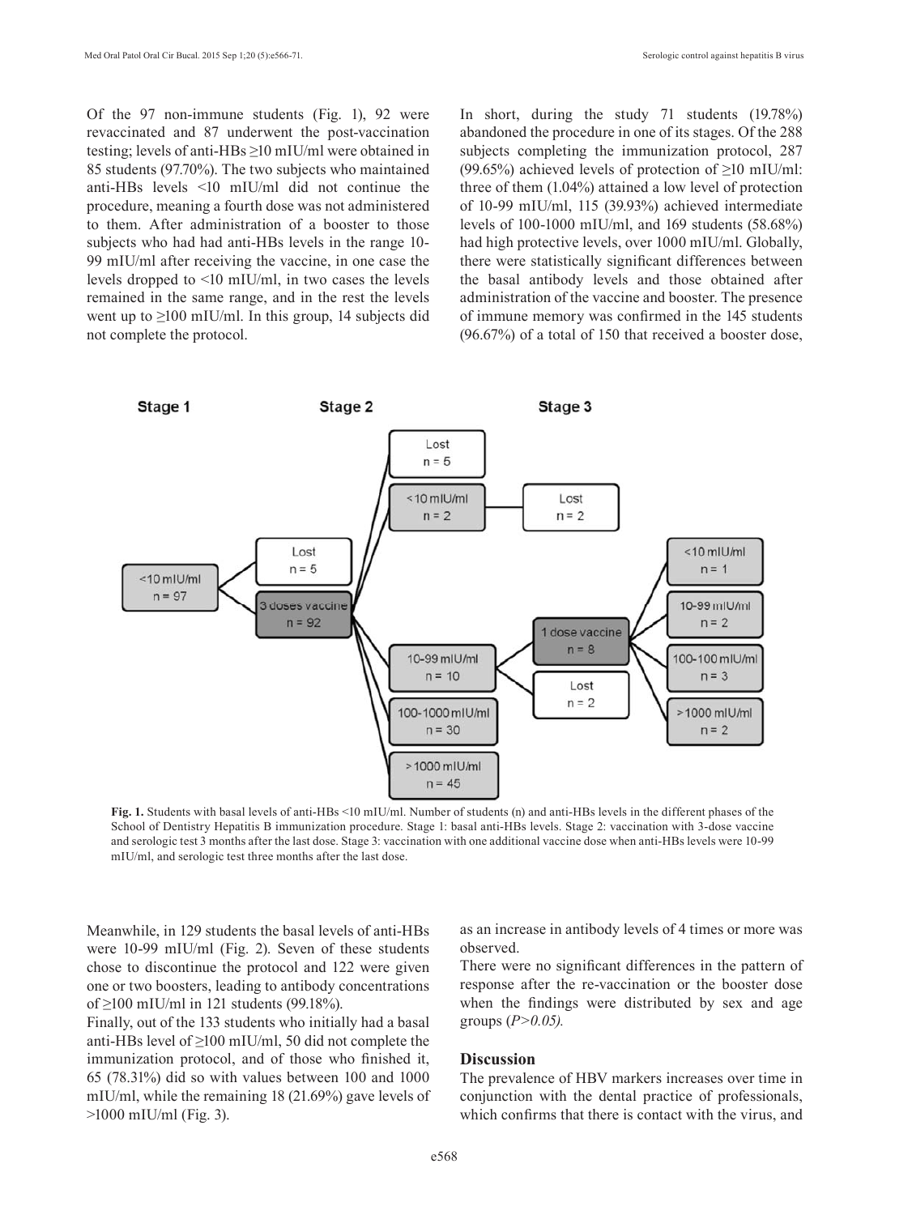Of the 97 non-immune students (Fig. 1), 92 were revaccinated and 87 underwent the post-vaccination testing; levels of anti-HBs ≥10 mIU/ml were obtained in 85 students (97.70%). The two subjects who maintained anti-HBs levels <10 mIU/ml did not continue the procedure, meaning a fourth dose was not administered to them. After administration of a booster to those subjects who had had anti-HBs levels in the range 10-99 mIU/ml after receiving the vaccine, in one case the levels dropped to <10 mIU/ml, in two cases the levels remained in the same range, and in the rest the levels went up to ≥100 mIU/ml. In this group, 14 subjects did not complete the protocol.

In short, during the study 71 students (19.78%) abandoned the procedure in one of its stages. Of the 288 subjects completing the immunization protocol, 287 (99.65%) achieved levels of protection of ≥10 mIU/ml: three of them (1.04%) attained a low level of protection of 10-99 mIU/ml, 115 (39.93%) achieved intermediate levels of 100-1000 mIU/ml, and 169 students (58.68%) had high protective levels, over 1000 mIU/ml. Globally, there were statistically significant differences between the basal antibody levels and those obtained after administration of the vaccine and booster. The presence of immune memory was confirmed in the 145 students (96.67%) of a total of 150 that received a booster dose, as an increase in antibody levels of 4 times or more was observed.

There were no significant differences in the pattern of response after the re-vaccination or the booster dose when the findings were distributed by sex and age groups (*P>0.05).*

**Fig. 1.** Students with basal levels of anti-HBs <10 mIU/ml. Number of students (n) and anti-HBs levels in the different phases of the School of Dentistry Hepatitis B immunization procedure. Stage 1: basal anti-HBs levels. Stage 2: vaccination with 3-dose vaccine and serologic test 3 months after the last dose. Stage 3: vaccination with one additional vaccine dose when anti-HBs levels were 10-99 mIU/ml, and serologic test three months after the last dose.

Meanwhile, in 129 students the basal levels of anti-HBs were 10-99 mIU/ml (Fig. 2). Seven of these students chose to discontinue the protocol and 122 were given one or two boosters, leading to antibody concentrations of ≥100 mIU/ml in 121 students (99.18%).

Finally, out of the 133 students who initially had a basal anti-HBs level of ≥100 mIU/ml, 50 did not complete the immunization protocol, and of those who finished it, 65 (78.31%) did so with values between 100 and 1000 mIU/ml, while the remaining 18 (21.69%) gave levels of >1000 mIU/ml (Fig. 3).

## Discussion

The prevalence of HBV markers increases over time in conjunction with the dental practice of professionals, which confirms that there is contact with the virus, and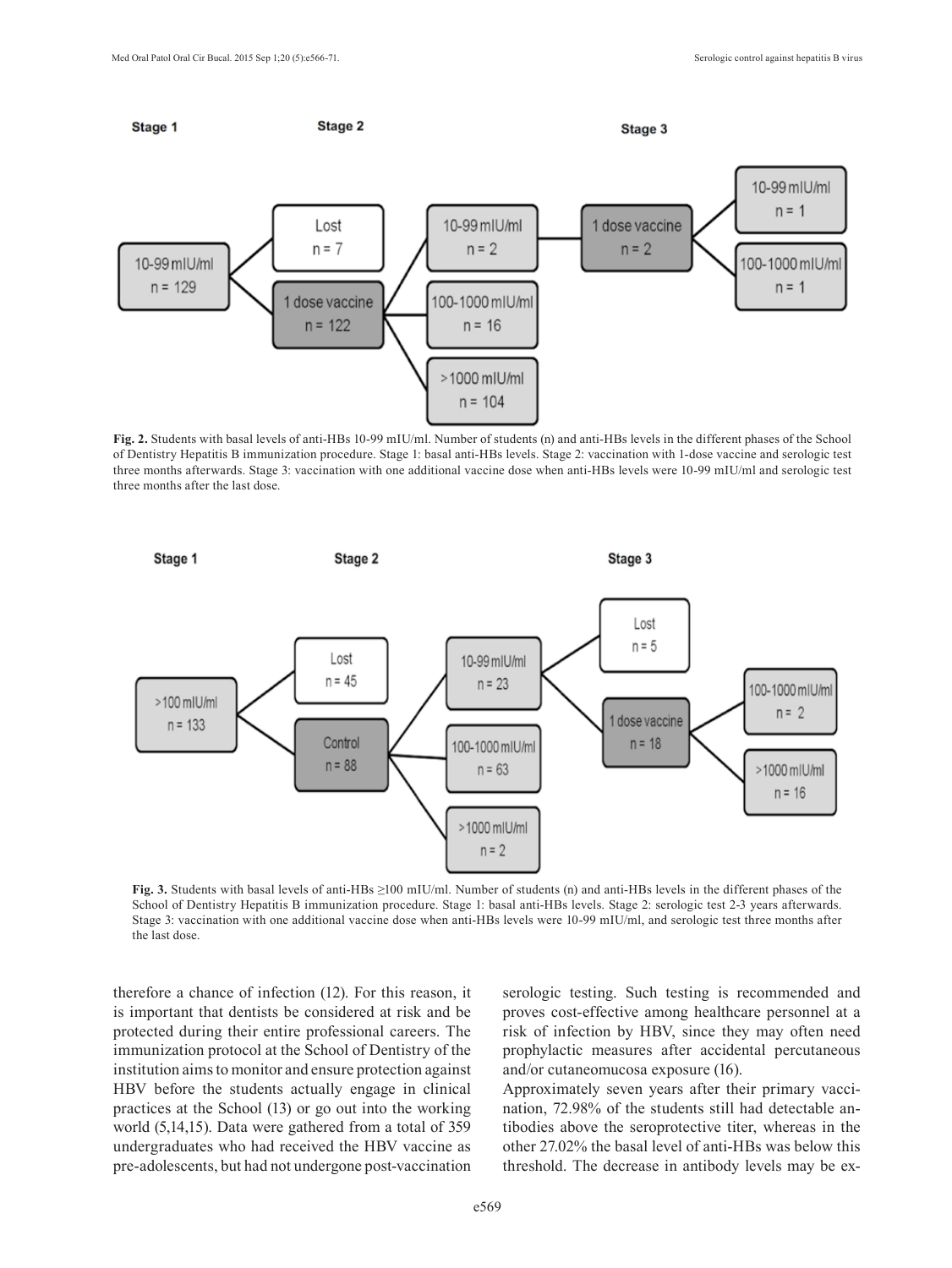**Fig. 2.** Students with basal levels of anti-HBs 10-99 mIU/ml. Number of students (n) and anti-HBs levels in the different phases of the School of Dentistry Hepatitis B immunization procedure. Stage 1: basal anti-HBs levels. Stage 2: vaccination with 1-dose vaccine and serologic test three months afterwards. Stage 3: vaccination with one additional vaccine dose when anti-HBs levels were 10-99 mIU/ml and serologic test three months after the last dose.

**Fig. 3.** Students with basal levels of anti-HBs ≥100 mIU/ml. Number of students (n) and anti-HBs levels in the different phases of the School of Dentistry Hepatitis B immunization procedure. Stage 1: basal anti-HBs levels. Stage 2: serologic test 2-3 years afterwards. Stage 3: vaccination with one additional vaccine dose when anti-HBs levels were 10-99 mIU/ml, and serologic test three months after the last dose.

therefore a chance of infection (12). For this reason, it is important that dentists be considered at risk and be protected during their entire professional careers. The immunization protocol at the School of Dentistry of the institution aims to monitor and ensure protection against HBV before the students actually engage in clinical practices at the School (13) or go out into the working world (5,14,15). Data were gathered from a total of 359 undergraduates who had received the HBV vaccine as pre-adolescents, but had not undergone post-vaccination serologic testing. Such testing is recommended and proves cost-effective among healthcare personnel at a risk of infection by HBV, since they may often need prophylactic measures after accidental percutaneous and/or cutaneomucosa exposure (16).

Approximately seven years after their primary vaccination, 72.98% of the students still had detectable antibodies above the seroprotective titer, whereas in the other 27.02% the basal level of anti-HBs was below this threshold. The decrease in antibody levels may be ex-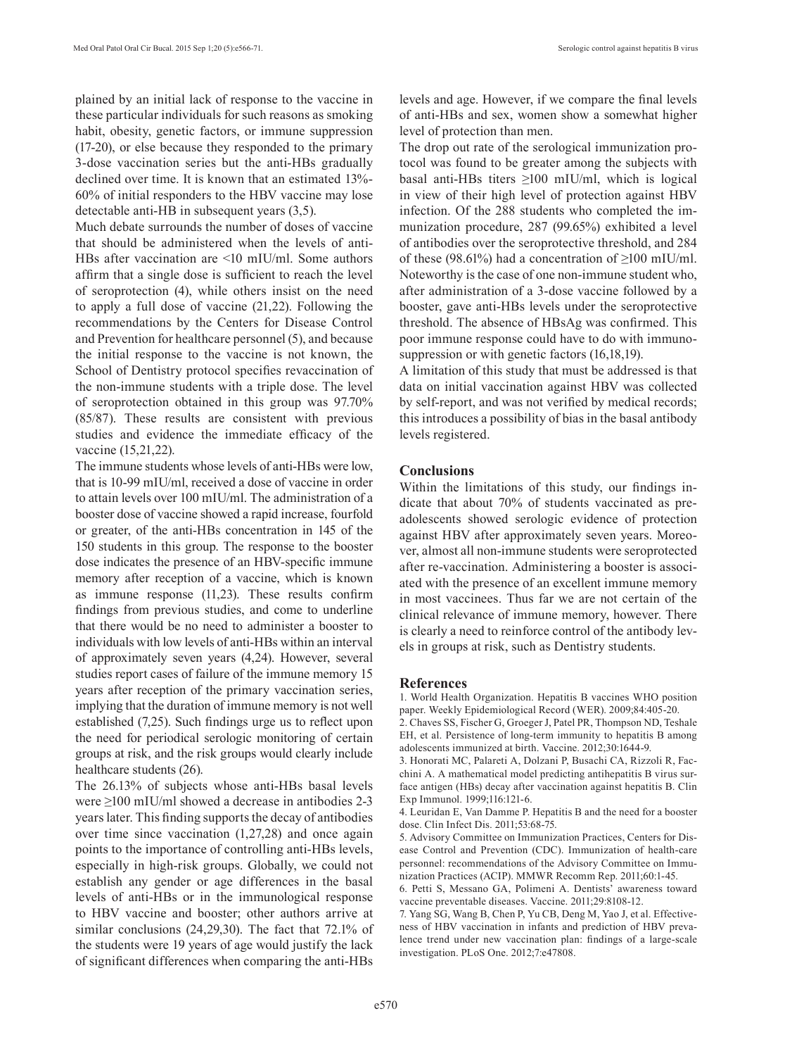plained by an initial lack of response to the vaccine in these particular individuals for such reasons as smoking habit, obesity, genetic factors, or immune suppression (17-20), or else because they responded to the primary 3-dose vaccination series but the anti-HBs gradually declined over time. It is known that an estimated 13%-60% of initial responders to the HBV vaccine may lose detectable anti-HB in subsequent years (3,5).

Much debate surrounds the number of doses of vaccine that should be administered when the levels of anti-HBs after vaccination are <10 mIU/ml. Some authors affirm that a single dose is sufficient to reach the level of seroprotection (4), while others insist on the need to apply a full dose of vaccine (21,22). Following the recommendations by the Centers for Disease Control and Prevention for healthcare personnel (5), and because the initial response to the vaccine is not known, the School of Dentistry protocol specifies revaccination of the non-immune students with a triple dose. The level of seroprotection obtained in this group was 97.70% (85/87). These results are consistent with previous studies and evidence the immediate efficacy of the vaccine (15,21,22).

The immune students whose levels of anti-HBs were low, that is 10-99 mIU/ml, received a dose of vaccine in order to attain levels over 100 mIU/ml. The administration of a booster dose of vaccine showed a rapid increase, fourfold or greater, of the anti-HBs concentration in 145 of the 150 students in this group. The response to the booster dose indicates the presence of an HBV-specific immune memory after reception of a vaccine, which is known as immune response (11,23). These results confirm findings from previous studies, and come to underline that there would be no need to administer a booster to individuals with low levels of anti-HBs within an interval of approximately seven years (4,24). However, several studies report cases of failure of the immune memory 15 years after reception of the primary vaccination series, implying that the duration of immune memory is not well established (7,25). Such findings urge us to reflect upon the need for periodical serologic monitoring of certain groups at risk, and the risk groups would clearly include healthcare students (26).

The 26.13% of subjects whose anti-HBs basal levels were ≥100 mIU/ml showed a decrease in antibodies 2-3 years later. This finding supports the decay of antibodies over time since vaccination (1,27,28) and once again points to the importance of controlling anti-HBs levels, especially in high-risk groups. Globally, we could not establish any gender or age differences in the basal levels of anti-HBs or in the immunological response to HBV vaccine and booster; other authors arrive at similar conclusions (24,29,30). The fact that 72.1% of the students were 19 years of age would justify the lack of significant differences when comparing the anti-HBs levels and age. However, if we compare the final levels of anti-HBs and sex, women show a somewhat higher level of protection than men.

The drop out rate of the serological immunization protocol was found to be greater among the subjects with basal anti-HBs titers ≥100 mIU/ml, which is logical in view of their high level of protection against HBV infection. Of the 288 students who completed the immunization procedure, 287 (99.65%) exhibited a level of antibodies over the seroprotective threshold, and 284 of these (98.61%) had a concentration of ≥100 mIU/ml. Noteworthy is the case of one non-immune student who, after administration of a 3-dose vaccine followed by a booster, gave anti-HBs levels under the seroprotective threshold. The absence of HBsAg was confirmed. This poor immune response could have to do with immunosuppression or with genetic factors (16,18,19).

A limitation of this study that must be addressed is that data on initial vaccination against HBV was collected by self-report, and was not verified by medical records; this introduces a possibility of bias in the basal antibody levels registered.

## Conclusions

Within the limitations of this study, our findings indicate that about 70% of students vaccinated as preadolescents showed serologic evidence of protection against HBV after approximately seven years. Moreover, almost all non-immune students were seroprotected after re-vaccination. Administering a booster is associated with the presence of an excellent immune memory in most vaccinees. Thus far we are not certain of the clinical relevance of immune memory, however. There is clearly a need to reinforce control of the antibody levels in groups at risk, such as Dentistry students.

## References

1. World Health Organization. Hepatitis B vaccines WHO position paper. Weekly Epidemiological Record (WER). 2009;84:405-20.
2. Chaves SS, Fischer G, Groeger J, Patel PR, Thompson ND, Teshale EH, et al. Persistence of long-term immunity to hepatitis B among adolescents immunized at birth. Vaccine. 2012;30:1644-9.
3. Honorati MC, Palareti A, Dolzani P, Busachi CA, Rizzoli R, Facchini A. A mathematical model predicting antihepatitis B virus surface antigen (HBs) decay after vaccination against hepatitis B. Clin Exp Immunol. 1999;116:121-6.
4. Leuridan E, Van Damme P. Hepatitis B and the need for a booster dose. Clin Infect Dis. 2011;53:68-75.
5. Advisory Committee on Immunization Practices, Centers for Disease Control and Prevention (CDC). Immunization of health-care personnel: recommendations of the Advisory Committee on Immunization Practices (ACIP). MMWR Recomm Rep. 2011;60:1-45.
6. Petti S, Messano GA, Polimeni A. Dentists' awareness toward vaccine preventable diseases. Vaccine. 2011;29:8108-12.
7. Yang SG, Wang B, Chen P, Yu CB, Deng M, Yao J, et al. Effectiveness of HBV vaccination in infants and prediction of HBV prevalence trend under new vaccination plan: findings of a large-scale investigation. PLoS One. 2012;7:e47808.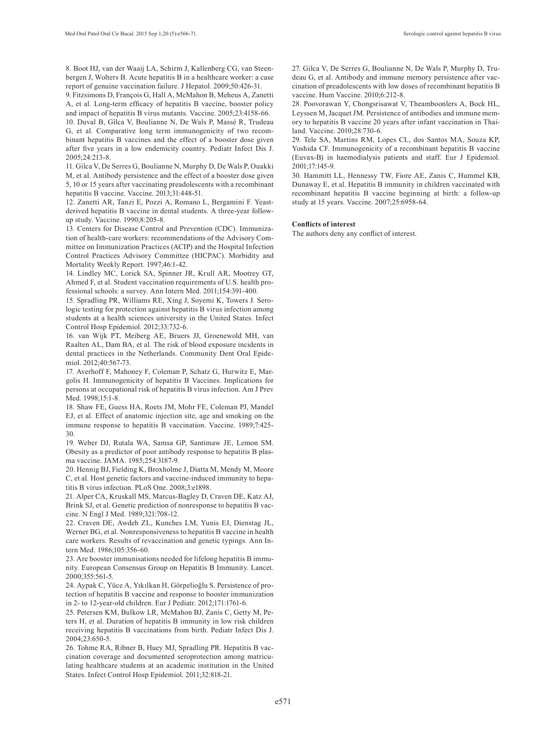8. Boot HJ, van der Waaij LA, Schirm J, Kallenberg CG, van Steenbergen J, Wolters B. Acute hepatitis B in a healthcare worker: a case report of genuine vaccination failure. J Hepatol. 2009;50:426-31.

9. Fitzsimons D, François G, Hall A, McMahon B, Meheus A, Zanetti A, et al. Long-term efficacy of hepatitis B vaccine, booster policy and impact of hepatitis B virus mutants. Vaccine. 2005;23:4158-66.

10. Duval B, Gîlca V, Boulianne N, De Wals P, Massé R, Trudeau G, et al. Comparative long term immunogenicity of two recombinant hepatitis B vaccines and the effect of a booster dose given after five years in a low endemicity country. Pediatr Infect Dis J. 2005;24:213-8.

11. Gilca V, De Serres G, Boulianne N, Murphy D, De Wals P, Ouakki M, et al. Antibody persistence and the effect of a booster dose given 5, 10 or 15 years after vaccinating preadolescents with a recombinant hepatitis B vaccine. Vaccine. 2013;31:448-51.

12. Zanetti AR, Tanzi E, Pozzi A, Romano L, Bergamini F. Yeast-derived hepatitis B vaccine in dental students. A three-year follow-up study. Vaccine. 1990;8:205-8.

13. Centers for Disease Control and Prevention (CDC). Immunization of health-care workers: recommendations of the Advisory Committee on Immunization Practices (ACIP) and the Hospital Infection Control Practices Advisory Committee (HICPAC). Morbidity and Mortality Weekly Report. 1997;46:1-42.

14. Lindley MC, Lorick SA, Spinner JR, Krull AR, Mootrey GT, Ahmed F, et al. Student vaccination requirements of U.S. health professional schools: a survey. Ann Intern Med. 2011;154:391-400.

15. Spradling PR, Williams RE, Xing J, Soyemi K, Towers J. Serologic testing for protection against hepatitis B virus infection among students at a health sciences university in the United States. Infect Control Hosp Epidemiol. 2012;33:732-6.

16. van Wijk PT, Meiberg AE, Bruers JJ, Groenewold MH, van Raalten AL, Dam BA, et al. The risk of blood exposure incidents in dental practices in the Netherlands. Community Dent Oral Epidemiol. 2012;40:567-73.

17. Averhoff F, Mahoney F, Coleman P, Schatz G, Hurwitz E, Margolis H. Immunogenicity of hepatitis B Vaccines. Implications for persons at occupational risk of hepatitis B virus infection. Am J Prev Med. 1998;15:1-8.

18. Shaw FE, Guess HA, Roets JM, Mohr FE, Coleman PJ, Mandel EJ, et al. Effect of anatomic injection site, age and smoking on the immune response to hepatitis B vaccination. Vaccine. 1989;7:425-30.

19. Weber DJ, Rutala WA, Samsa GP, Santimaw JE, Lemon SM. Obesity as a predictor of poor antibody response to hepatitis B plasma vaccine. JAMA. 1985;254:3187-9.

20. Hennig BJ, Fielding K, Broxholme J, Diatta M, Mendy M, Moore C, et al. Host genetic factors and vaccine-induced immunity to hepatitis B virus infection. PLoS One. 2008;3:e1898.

21. Alper CA, Kruskall MS, Marcus-Bagley D, Craven DE, Katz AJ, Brink SJ, et al. Genetic prediction of nonresponse to hepatitis B vaccine. N Engl J Med. 1989;321:708-12.

22. Craven DE, Awdeh ZL, Kunches LM, Yunis EJ, Dienstag JL, Werner BG, et al. Nonresponsiveness to hepatitis B vaccine in health care workers. Results of revaccination and genetic typings. Ann Intern Med. 1986;105:356-60.

23. Are booster immunisations needed for lifelong hepatitis B immunity. European Consensus Group on Hepatitis B Immunity. Lancet. 2000;355:561-5.

24. Aypak C, Yüce A, Yıkılkan H, Görpelioğlu S. Persistence of protection of hepatitis B vaccine and response to booster immunization in 2- to 12-year-old children. Eur J Pediatr. 2012;171:1761-6.

25. Petersen KM, Bulkow LR, McMahon BJ, Zanis C, Getty M, Peters H, et al. Duration of hepatitis B immunity in low risk children receiving hepatitis B vaccinations from birth. Pediatr Infect Dis J. 2004;23:650-5.

26. Tohme RA, Ribner B, Huey MJ, Spradling PR. Hepatitis B vaccination coverage and documented seroprotection among matriculating healthcare students at an academic institution in the United States. Infect Control Hosp Epidemiol. 2011;32:818-21.

27. Gilca V, De Serres G, Boulianne N, De Wals P, Murphy D, Trudeau G, et al. Antibody and immune memory persistence after vaccination of preadolescents with low doses of recombinant hepatitis B vaccine. Hum Vaccine. 2010;6:212-8.

28. Poovorawan Y, Chongsrisawat V, Theamboonlers A, Bock HL, Leyssen M, Jacquet JM. Persistence of antibodies and immune memory to hepatitis B vaccine 20 years after infant vaccination in Thailand. Vaccine. 2010;28:730-6.

29. Tele SA, Martins RM, Lopes CL, dos Santos MA, Souza KP, Yoshida CF. Immunogenicity of a recombinant hepatitis B vaccine (Euvax-B) in haemodialysis patients and staff. Eur J Epidemiol. 2001;17:145-9.

30. Hammitt LL, Hennessy TW, Fiore AE, Zanis C, Hummel KB, Dunaway E, et al. Hepatitis B immunity in children vaccinated with recombinant hepatitis B vaccine beginning at birth: a follow-up study at 15 years. Vaccine. 2007;25:6958-64.

#### Conflicts of interest

The authors deny any conflict of interest.